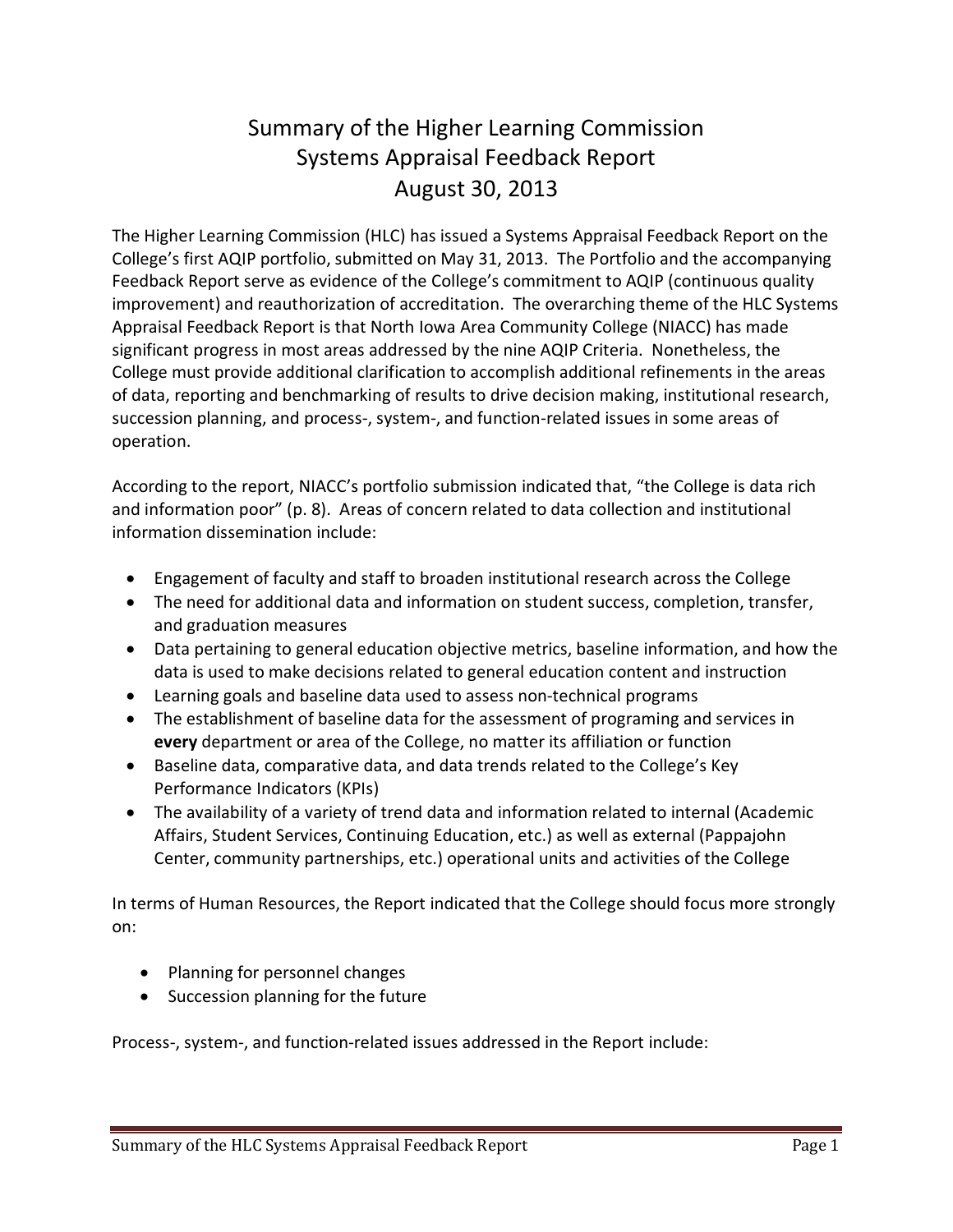# Summary of the Higher Learning Commission Systems Appraisal Feedback Report August 30, 2013

The Higher Learning Commission (HLC) has issued a Systems Appraisal Feedback Report on the College's first AQIP portfolio, submitted on May 31, 2013. The Portfolio and the accompanying Feedback Report serve as evidence of the College's commitment to AQIP (continuous quality improvement) and reauthorization of accreditation. The overarching theme of the HLC Systems Appraisal Feedback Report is that North Iowa Area Community College (NIACC) has made significant progress in most areas addressed by the nine AQIP Criteria. Nonetheless, the College must provide additional clarification to accomplish additional refinements in the areas of data, reporting and benchmarking of results to drive decision making, institutional research, succession planning, and process-, system-, and function-related issues in some areas of operation.

According to the report, NIACC's portfolio submission indicated that, "the College is data rich and information poor" (p. 8). Areas of concern related to data collection and institutional information dissemination include:

- Engagement of faculty and staff to broaden institutional research across the College
- The need for additional data and information on student success, completion, transfer, and graduation measures
- Data pertaining to general education objective metrics, baseline information, and how the data is used to make decisions related to general education content and instruction
- Learning goals and baseline data used to assess non-technical programs
- The establishment of baseline data for the assessment of programing and services in **every** department or area of the College, no matter its affiliation or function
- Baseline data, comparative data, and data trends related to the College's Key Performance Indicators (KPIs)
- The availability of a variety of trend data and information related to internal (Academic Affairs, Student Services, Continuing Education, etc.) as well as external (Pappajohn Center, community partnerships, etc.) operational units and activities of the College

In terms of Human Resources, the Report indicated that the College should focus more strongly on:

- Planning for personnel changes
- Succession planning for the future

Process-, system-, and function-related issues addressed in the Report include: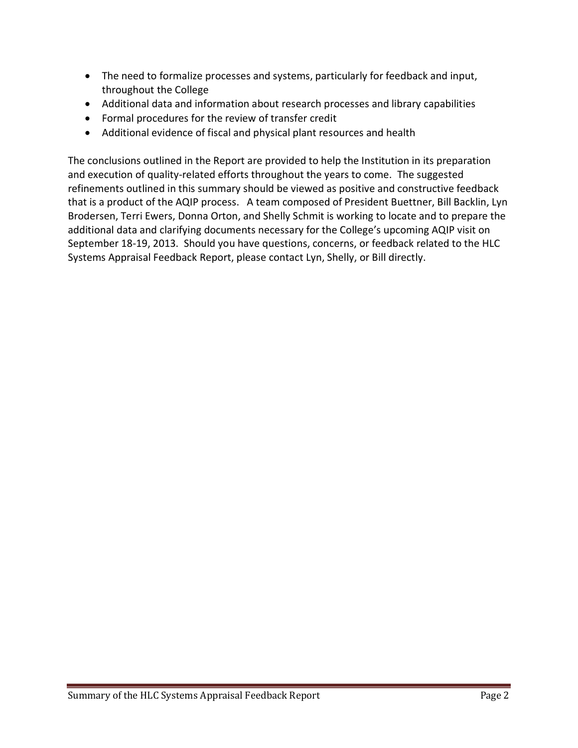- The need to formalize processes and systems, particularly for feedback and input, throughout the College
- Additional data and information about research processes and library capabilities
- Formal procedures for the review of transfer credit
- Additional evidence of fiscal and physical plant resources and health

The conclusions outlined in the Report are provided to help the Institution in its preparation and execution of quality-related efforts throughout the years to come. The suggested refinements outlined in this summary should be viewed as positive and constructive feedback that is a product of the AQIP process. A team composed of President Buettner, Bill Backlin, Lyn Brodersen, Terri Ewers, Donna Orton, and Shelly Schmit is working to locate and to prepare the additional data and clarifying documents necessary for the College's upcoming AQIP visit on September 18-19, 2013. Should you have questions, concerns, or feedback related to the HLC Systems Appraisal Feedback Report, please contact Lyn, Shelly, or Bill directly.